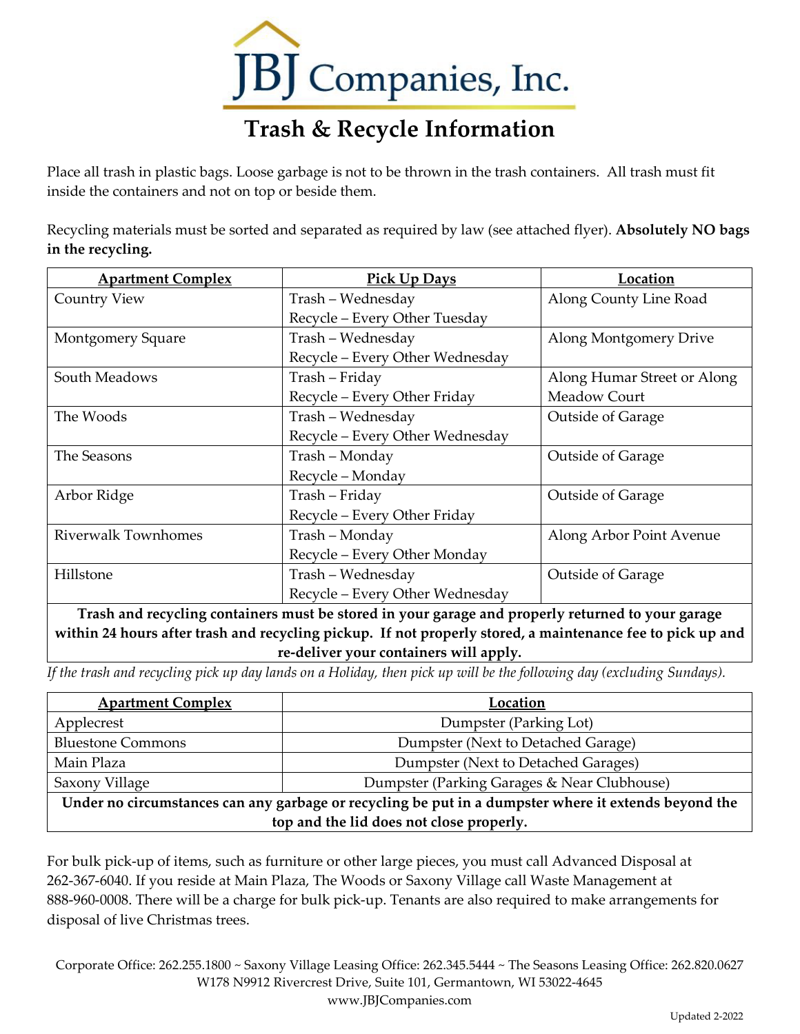# JBJ Companies, Inc.

## Trash & Recycle Information

Place all trash in plastic bags. Loose garbage is not to be thrown in the trash containers. All trash must fit inside the containers and not on top or beside them.

Recycling materials must be sorted and separated as required by law (see attached flyer). **Absolutely NO bags in the recycling.**

| Apartment Complex | Pick Up Days | Location |
|---|---|---|
| Country View | Trash – Wednesday<br>Recycle – Every Other Tuesday | Along County Line Road |
| Montgomery Square | Trash – Wednesday<br>Recycle – Every Other Wednesday | Along Montgomery Drive |
| South Meadows | Trash – Friday<br>Recycle – Every Other Friday | Along Humar Street or Along Meadow Court |
| The Woods | Trash – Wednesday<br>Recycle – Every Other Wednesday | Outside of Garage |
| The Seasons | Trash – Monday<br>Recycle – Monday | Outside of Garage |
| Arbor Ridge | Trash – Friday<br>Recycle – Every Other Friday | Outside of Garage |
| Riverwalk Townhomes | Trash – Monday<br>Recycle – Every Other Monday | Along Arbor Point Avenue |
| Hillstone | Trash – Wednesday<br>Recycle – Every Other Wednesday | Outside of Garage |
| **Trash and recycling containers must be stored in your garage and properly returned to your garage within 24 hours after trash and recycling pickup. If not properly stored, a maintenance fee to pick up and re-deliver your containers will apply.** | | |

*If the trash and recycling pick up day lands on a Holiday, then pick up will be the following day (excluding Sundays).*

| Apartment Complex | Location |
|---|---|
| Applecrest | Dumpster (Parking Lot) |
| Bluestone Commons | Dumpster (Next to Detached Garage) |
| Main Plaza | Dumpster (Next to Detached Garages) |
| Saxony Village | Dumpster (Parking Garages & Near Clubhouse) |
| **Under no circumstances can any garbage or recycling be put in a dumpster where it extends beyond the top and the lid does not close properly.** | |

For bulk pick-up of items, such as furniture or other large pieces, you must call Advanced Disposal at 262-367-6040. If you reside at Main Plaza, The Woods or Saxony Village call Waste Management at 888-960-0008. There will be a charge for bulk pick-up. Tenants are also required to make arrangements for disposal of live Christmas trees.

Corporate Office: 262.255.1800 ~ Saxony Village Leasing Office: 262.345.5444 ~ The Seasons Leasing Office: 262.820.0627
W178 N9912 Rivercrest Drive, Suite 101, Germantown, WI 53022-4645
www.JBJCompanies.com

Updated 2-2022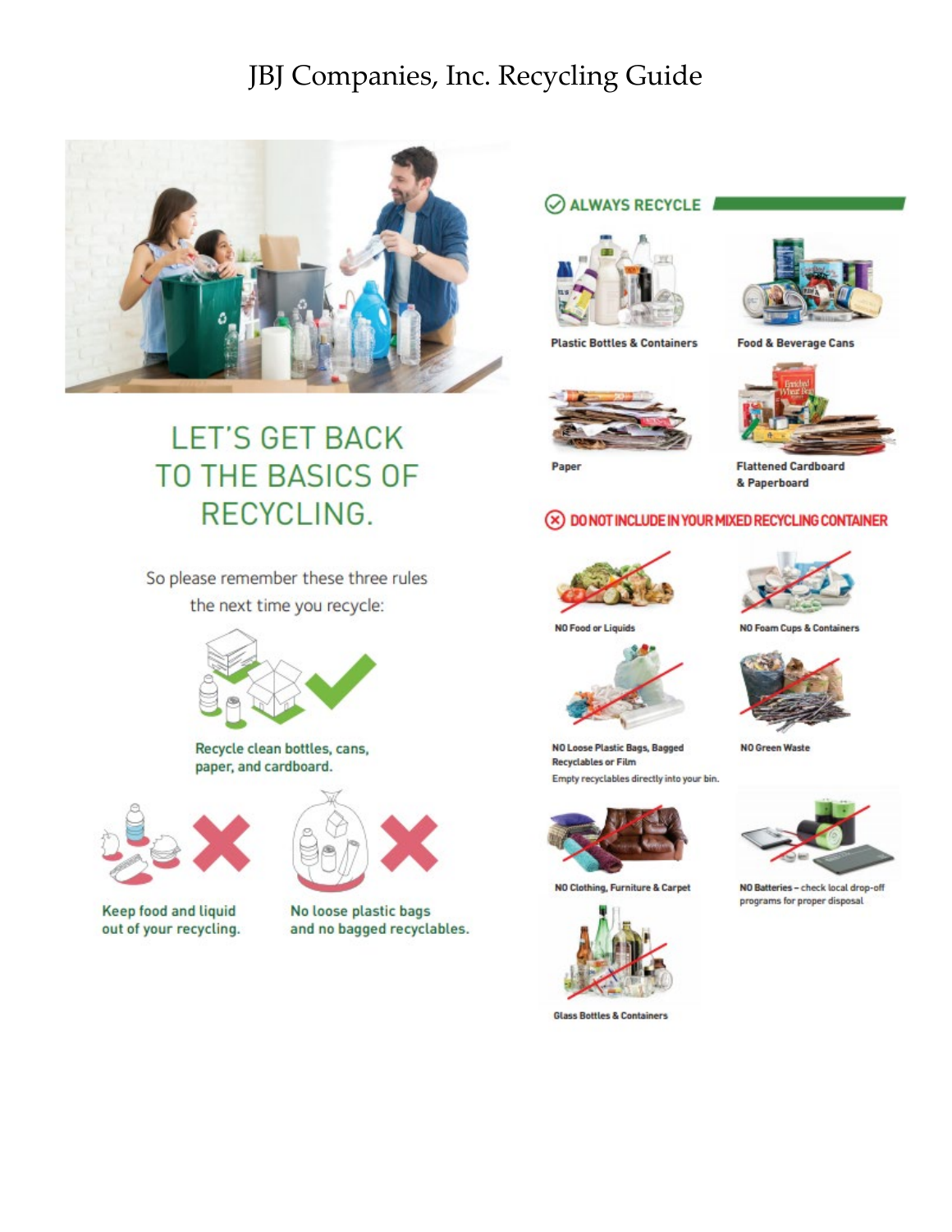# JBJ Companies, Inc. Recycling Guide

## LET'S GET BACK TO THE BASICS OF RECYCLING.

So please remember these three rules the next time you recycle:

Recycle clean bottles, cans, paper, and cardboard.

Keep food and liquid out of your recycling.

No loose plastic bags and no bagged recyclables.

## ALWAYS RECYCLE

- Plastic Bottles & Containers
- Food & Beverage Cans
- Paper
- Flattened Cardboard & Paperboard

## DO NOT INCLUDE IN YOUR MIXED RECYCLING CONTAINER

- NO Food or Liquids
- NO Foam Cups & Containers
- NO Loose Plastic Bags, Bagged Recyclables or Film
  Empty recyclables directly into your bin.
- NO Green Waste
- NO Clothing, Furniture & Carpet
- NO Batteries – check local drop-off programs for proper disposal
- Glass Bottles & Containers